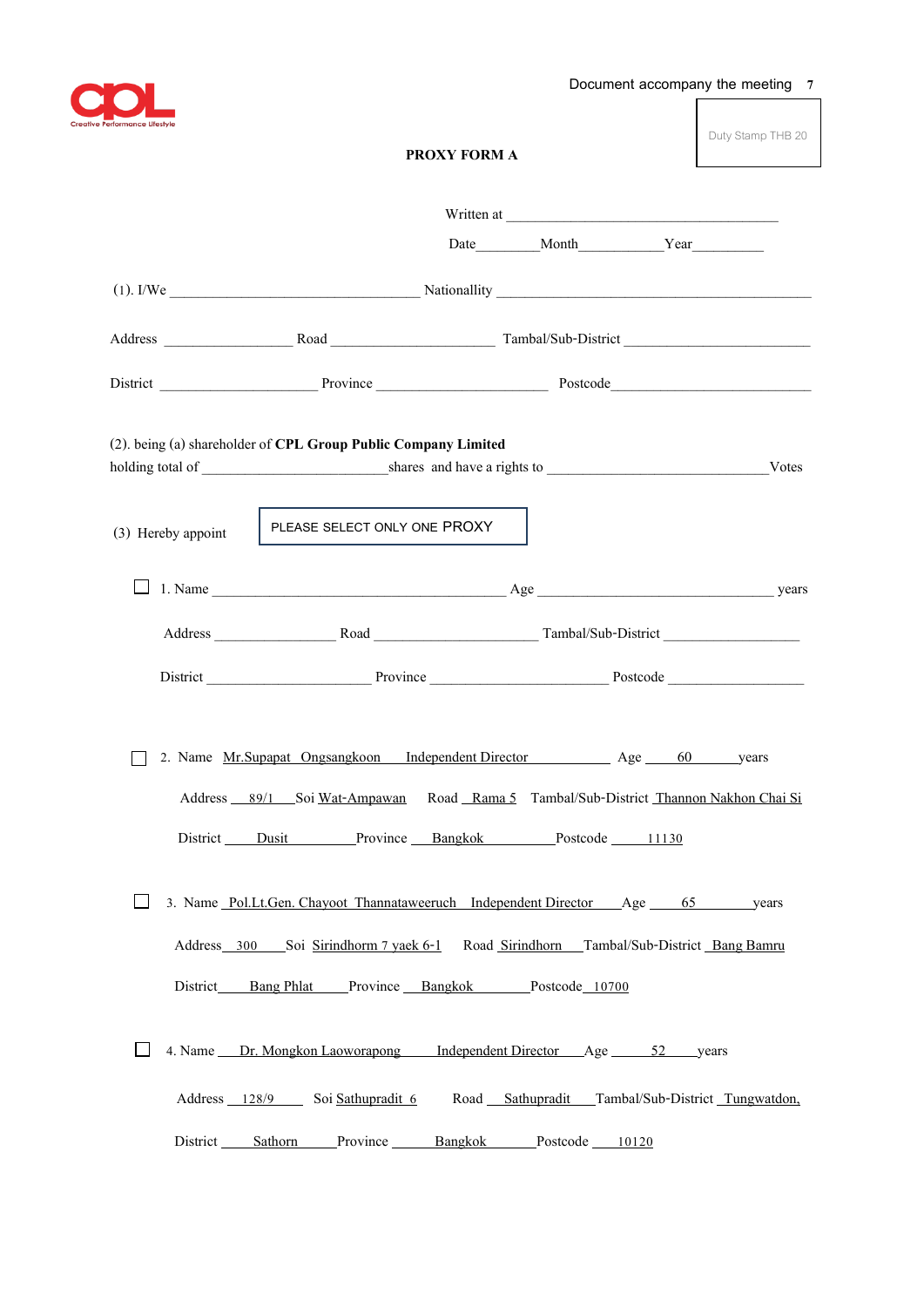Document accompany the meeting 7

Duty Stamp THB 20

# PROXY FORM A

Written at ________________________________________

Date________Month___________Year_________

(1). I/We ____________________________________ Nationallity ______________________________________________

Address _________________ Road ______________________ Tambal/Sub-District _________________________

District _____________________ Province _______________________ Postcode___________________________

(2). being (a) shareholder of **CPL Group Public Company Limited**
holding total of _________________________shares and have a rights to ______________________________Votes

(3) Hereby appoint

PLEASE SELECT ONLY ONE PROXY

☐ 1. Name ______________________________________ Age _________________________________ years

Address ________________ Road ______________________ Tambal/Sub-District __________________

District ______________________ Province ________________________ Postcode __________________

☐ 2. Name Mr.Supapat Ongsangkoon Independent Director Age 60 years

Address 89/1 Soi Wat-Ampawan Road Rama 5 Tambal/Sub-District Thannon Nakhon Chai Si

District Dusit Province Bangkok Postcode 11130

☐ 3. Name Pol.Lt.Gen. Chayoot Thannataweeruch Independent Director Age 65 years

Address 300 Soi Sirindhorm 7 yaek 6-1 Road Sirindhorn Tambal/Sub-District Bang Bamru

District Bang Phlat Province Bangkok Postcode 10700

☐ 4. Name Dr. Mongkon Laoworapong Independent Director Age 52 years

Address 128/9 Soi Sathupradit 6 Road Sathupradit Tambal/Sub-District Tungwatdon,

District Sathorn Province Bangkok Postcode 10120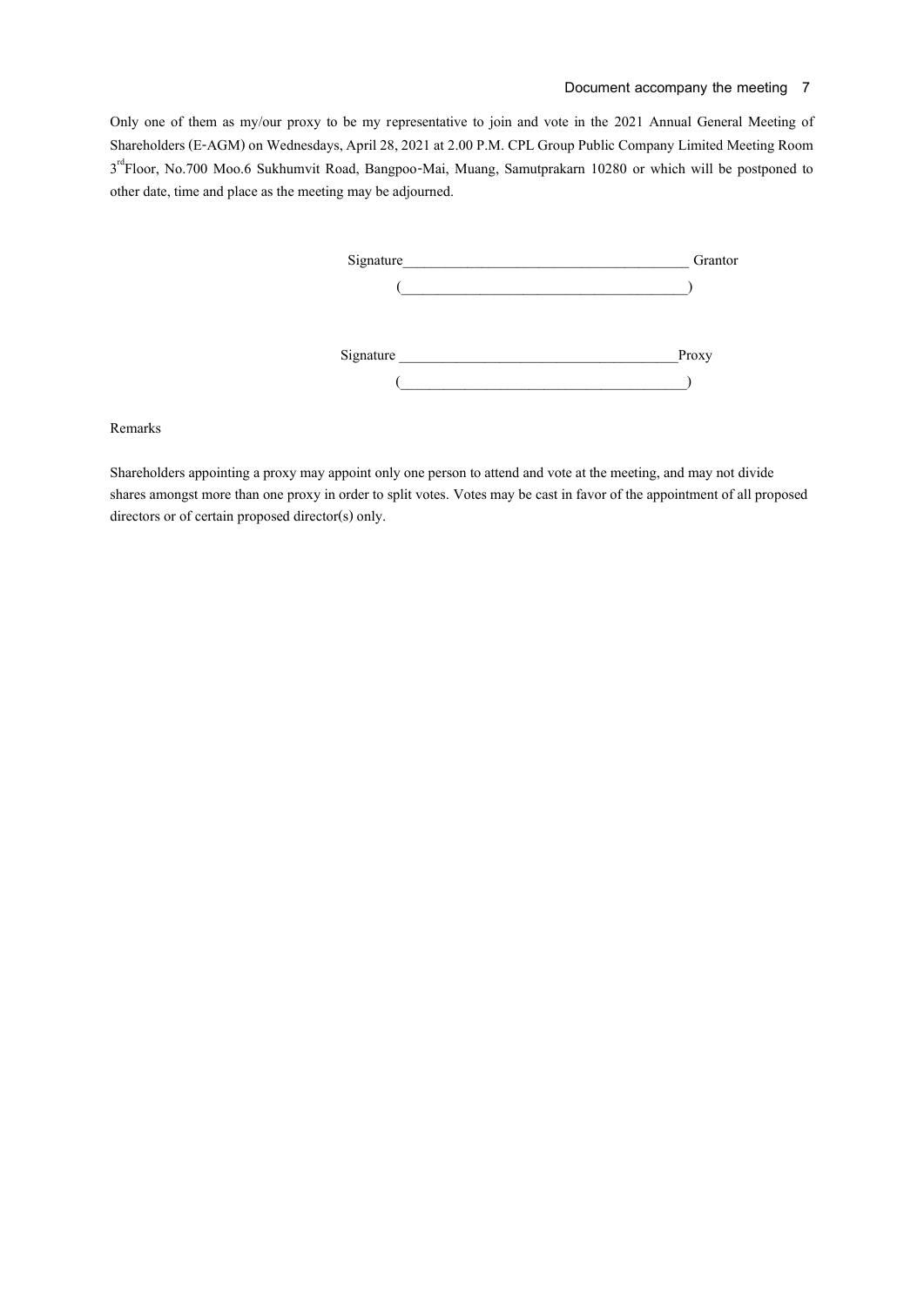Only one of them as my/our proxy to be my representative to join and vote in the 2021 Annual General Meeting of Shareholders (E-AGM) on Wednesdays, April 28, 2021 at 2.00 P.M. CPL Group Public Company Limited Meeting Room 3rd Floor, No.700 Moo.6 Sukhumvit Road, Bangpoo-Mai, Muang, Samutprakarn 10280 or which will be postponed to other date, time and place as the meeting may be adjourned.

Signature_______________________________________ Grantor

(_______________________________________)

Signature _______________________________________Proxy

(_______________________________________)

Remarks

Shareholders appointing a proxy may appoint only one person to attend and vote at the meeting, and may not divide shares amongst more than one proxy in order to split votes. Votes may be cast in favor of the appointment of all proposed directors or of certain proposed director(s) only.